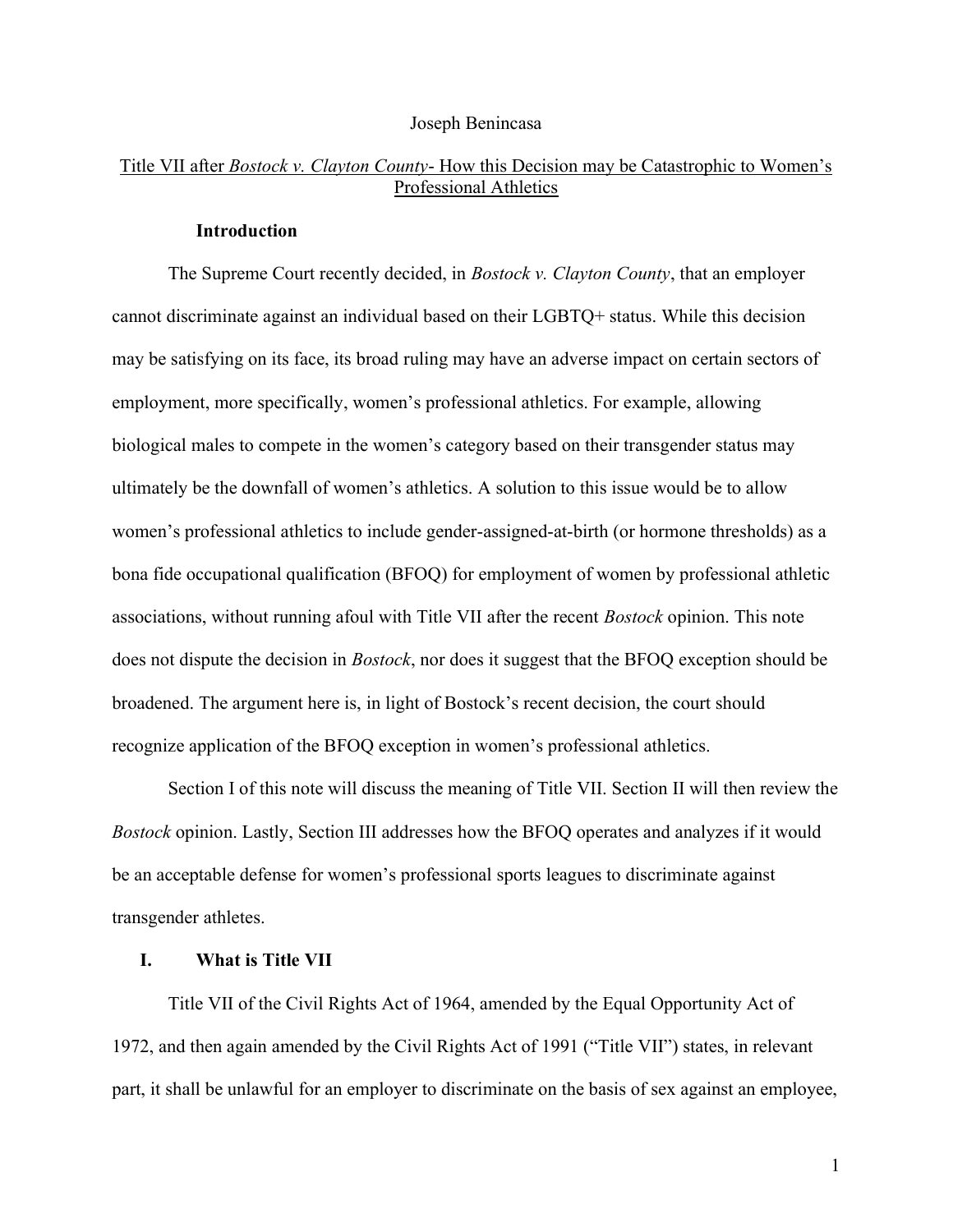Joseph Benincasa

# Title VII after *Bostock v. Clayton County*- How this Decision may be Catastrophic to Women's Professional Athletics

## Introduction

The Supreme Court recently decided, in *Bostock v. Clayton County*, that an employer cannot discriminate against an individual based on their LGBTQ+ status. While this decision may be satisfying on its face, its broad ruling may have an adverse impact on certain sectors of employment, more specifically, women's professional athletics. For example, allowing biological males to compete in the women's category based on their transgender status may ultimately be the downfall of women's athletics. A solution to this issue would be to allow women's professional athletics to include gender-assigned-at-birth (or hormone thresholds) as a bona fide occupational qualification (BFOQ) for employment of women by professional athletic associations, without running afoul with Title VII after the recent *Bostock* opinion. This note does not dispute the decision in *Bostock*, nor does it suggest that the BFOQ exception should be broadened. The argument here is, in light of Bostock's recent decision, the court should recognize application of the BFOQ exception in women's professional athletics.

Section I of this note will discuss the meaning of Title VII. Section II will then review the *Bostock* opinion. Lastly, Section III addresses how the BFOQ operates and analyzes if it would be an acceptable defense for women's professional sports leagues to discriminate against transgender athletes.

## I. What is Title VII

Title VII of the Civil Rights Act of 1964, amended by the Equal Opportunity Act of 1972, and then again amended by the Civil Rights Act of 1991 ("Title VII") states, in relevant part, it shall be unlawful for an employer to discriminate on the basis of sex against an employee,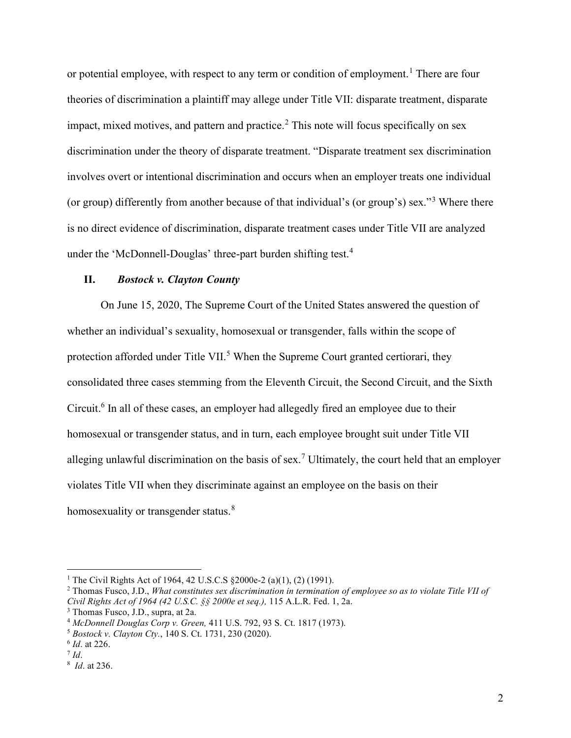or potential employee, with respect to any term or condition of employment.[1] There are four theories of discrimination a plaintiff may allege under Title VII: disparate treatment, disparate impact, mixed motives, and pattern and practice.[2] This note will focus specifically on sex discrimination under the theory of disparate treatment. "Disparate treatment sex discrimination involves overt or intentional discrimination and occurs when an employer treats one individual (or group) differently from another because of that individual's (or group's) sex."[3] Where there is no direct evidence of discrimination, disparate treatment cases under Title VII are analyzed under the 'McDonnell-Douglas' three-part burden shifting test.[4]

## II. *Bostock v. Clayton County*

On June 15, 2020, The Supreme Court of the United States answered the question of whether an individual's sexuality, homosexual or transgender, falls within the scope of protection afforded under Title VII.[5] When the Supreme Court granted certiorari, they consolidated three cases stemming from the Eleventh Circuit, the Second Circuit, and the Sixth Circuit.[6] In all of these cases, an employer had allegedly fired an employee due to their homosexual or transgender status, and in turn, each employee brought suit under Title VII alleging unlawful discrimination on the basis of sex.[7] Ultimately, the court held that an employer violates Title VII when they discriminate against an employee on the basis on their homosexuality or transgender status.[8]

---

[1] The Civil Rights Act of 1964, 42 U.S.C.S §2000e-2 (a)(1), (2) (1991).

[2] Thomas Fusco, J.D., *What constitutes sex discrimination in termination of employee so as to violate Title VII of Civil Rights Act of 1964 (42 U.S.C. §§ 2000e et seq.),* 115 A.L.R. Fed. 1, 2a.

[3] Thomas Fusco, J.D., supra, at 2a.

[4] *McDonnell Douglas Corp v. Green,* 411 U.S. 792, 93 S. Ct. 1817 (1973).

[5] *Bostock v. Clayton Cty.*, 140 S. Ct. 1731, 230 (2020).

[6] *Id*. at 226.

[7] *Id*.

[8] *Id*. at 236.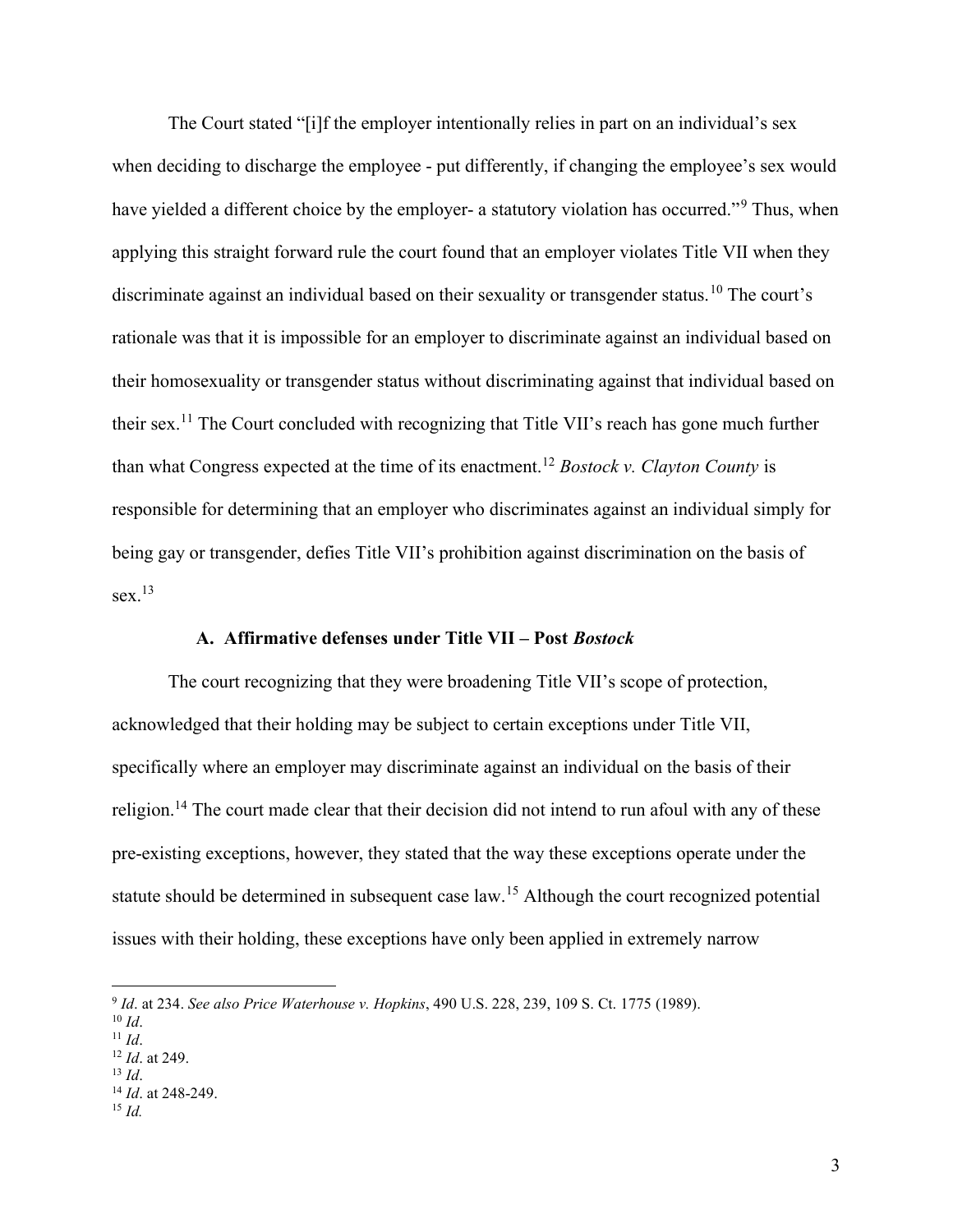The Court stated "[i]f the employer intentionally relies in part on an individual's sex when deciding to discharge the employee - put differently, if changing the employee's sex would have yielded a different choice by the employer- a statutory violation has occurred."[9] Thus, when applying this straight forward rule the court found that an employer violates Title VII when they discriminate against an individual based on their sexuality or transgender status.[10] The court's rationale was that it is impossible for an employer to discriminate against an individual based on their homosexuality or transgender status without discriminating against that individual based on their sex.[11] The Court concluded with recognizing that Title VII's reach has gone much further than what Congress expected at the time of its enactment.[12] *Bostock v. Clayton County* is responsible for determining that an employer who discriminates against an individual simply for being gay or transgender, defies Title VII's prohibition against discrimination on the basis of sex.[13]

### A. Affirmative defenses under Title VII – Post *Bostock*

The court recognizing that they were broadening Title VII's scope of protection, acknowledged that their holding may be subject to certain exceptions under Title VII, specifically where an employer may discriminate against an individual on the basis of their religion.[14] The court made clear that their decision did not intend to run afoul with any of these pre-existing exceptions, however, they stated that the way these exceptions operate under the statute should be determined in subsequent case law.[15] Although the court recognized potential issues with their holding, these exceptions have only been applied in extremely narrow

---

[9] *Id*. at 234. *See also Price Waterhouse v. Hopkins*, 490 U.S. 228, 239, 109 S. Ct. 1775 (1989).
[10] *Id*.
[11] *Id*.
[12] *Id*. at 249.
[13] *Id*.
[14] *Id*. at 248-249.
[15] *Id.*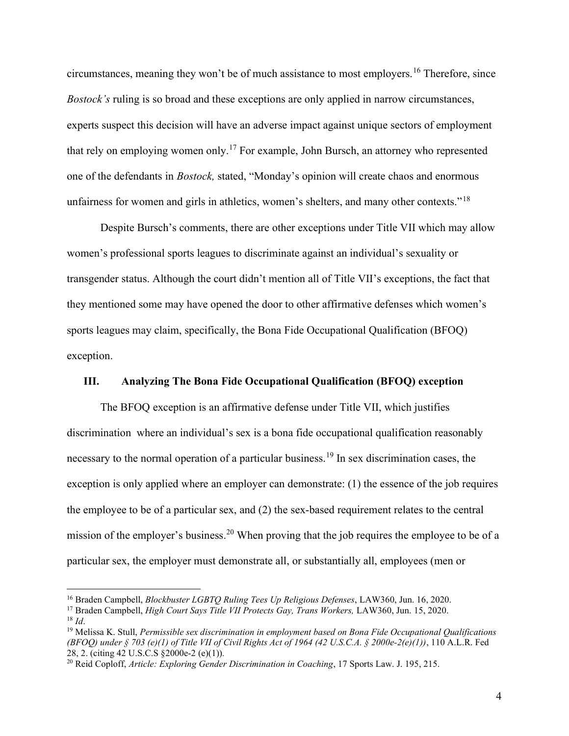circumstances, meaning they won't be of much assistance to most employers.[16] Therefore, since *Bostock's* ruling is so broad and these exceptions are only applied in narrow circumstances, experts suspect this decision will have an adverse impact against unique sectors of employment that rely on employing women only.[17] For example, John Bursch, an attorney who represented one of the defendants in *Bostock,* stated, "Monday's opinion will create chaos and enormous unfairness for women and girls in athletics, women's shelters, and many other contexts."[18]

Despite Bursch's comments, there are other exceptions under Title VII which may allow women's professional sports leagues to discriminate against an individual's sexuality or transgender status. Although the court didn't mention all of Title VII's exceptions, the fact that they mentioned some may have opened the door to other affirmative defenses which women's sports leagues may claim, specifically, the Bona Fide Occupational Qualification (BFOQ) exception.

## III. Analyzing The Bona Fide Occupational Qualification (BFOQ) exception

The BFOQ exception is an affirmative defense under Title VII, which justifies discrimination where an individual's sex is a bona fide occupational qualification reasonably necessary to the normal operation of a particular business.[19] In sex discrimination cases, the exception is only applied where an employer can demonstrate: (1) the essence of the job requires the employee to be of a particular sex, and (2) the sex-based requirement relates to the central mission of the employer's business.[20] When proving that the job requires the employee to be of a particular sex, the employer must demonstrate all, or substantially all, employees (men or

---

[16] Braden Campbell, *Blockbuster LGBTQ Ruling Tees Up Religious Defenses*, LAW360, Jun. 16, 2020.

[17] Braden Campbell, *High Court Says Title VII Protects Gay, Trans Workers,* LAW360, Jun. 15, 2020.

[18] *Id*.

[19] Melissa K. Stull, *Permissible sex discrimination in employment based on Bona Fide Occupational Qualifications (BFOQ) under § 703 (e)(1) of Title VII of Civil Rights Act of 1964 (42 U.S.C.A. § 2000e-2(e)(1))*, 110 A.L.R. Fed 28, 2. (citing 42 U.S.C.S §2000e-2 (e)(1)).

[20] Reid Coploff, *Article: Exploring Gender Discrimination in Coaching*, 17 Sports Law. J. 195, 215.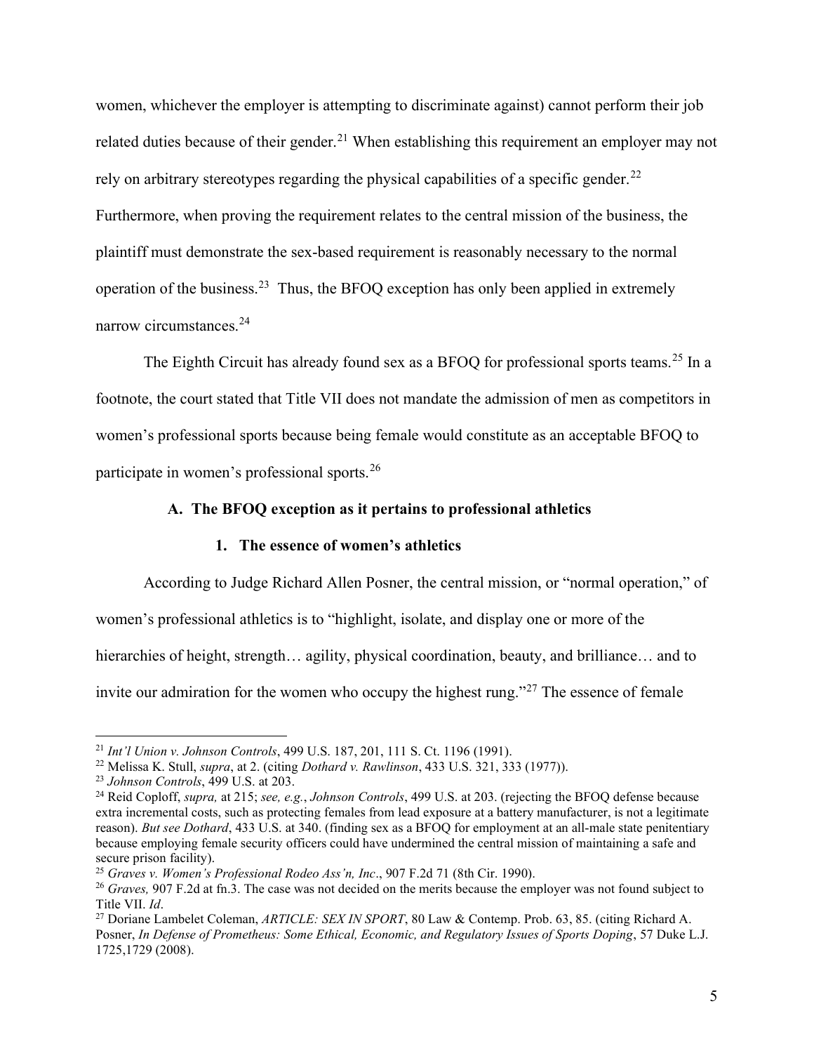women, whichever the employer is attempting to discriminate against) cannot perform their job related duties because of their gender.[21] When establishing this requirement an employer may not rely on arbitrary stereotypes regarding the physical capabilities of a specific gender.[22] Furthermore, when proving the requirement relates to the central mission of the business, the plaintiff must demonstrate the sex-based requirement is reasonably necessary to the normal operation of the business.[23] Thus, the BFOQ exception has only been applied in extremely narrow circumstances.[24]

The Eighth Circuit has already found sex as a BFOQ for professional sports teams.[25] In a footnote, the court stated that Title VII does not mandate the admission of men as competitors in women's professional sports because being female would constitute as an acceptable BFOQ to participate in women's professional sports.[26]

### A. The BFOQ exception as it pertains to professional athletics

#### 1. The essence of women's athletics

According to Judge Richard Allen Posner, the central mission, or "normal operation," of women's professional athletics is to "highlight, isolate, and display one or more of the hierarchies of height, strength… agility, physical coordination, beauty, and brilliance… and to invite our admiration for the women who occupy the highest rung."[27] The essence of female

---

[21] *Int'l Union v. Johnson Controls*, 499 U.S. 187, 201, 111 S. Ct. 1196 (1991).

[22] Melissa K. Stull, *supra*, at 2. (citing *Dothard v. Rawlinson*, 433 U.S. 321, 333 (1977)).

[23] *Johnson Controls*, 499 U.S. at 203.

[24] Reid Coploff, *supra,* at 215; *see, e.g.*, *Johnson Controls*, 499 U.S. at 203. (rejecting the BFOQ defense because extra incremental costs, such as protecting females from lead exposure at a battery manufacturer, is not a legitimate reason). *But see Dothard*, 433 U.S. at 340. (finding sex as a BFOQ for employment at an all-male state penitentiary because employing female security officers could have undermined the central mission of maintaining a safe and secure prison facility).

[25] *Graves v. Women's Professional Rodeo Ass'n, Inc*., 907 F.2d 71 (8th Cir. 1990).

[26] *Graves,* 907 F.2d at fn.3. The case was not decided on the merits because the employer was not found subject to Title VII. *Id*.

[27] Doriane Lambelet Coleman, *ARTICLE: SEX IN SPORT*, 80 Law & Contemp. Prob. 63, 85. (citing Richard A. Posner, *In Defense of Prometheus: Some Ethical, Economic, and Regulatory Issues of Sports Doping*, 57 Duke L.J. 1725,1729 (2008).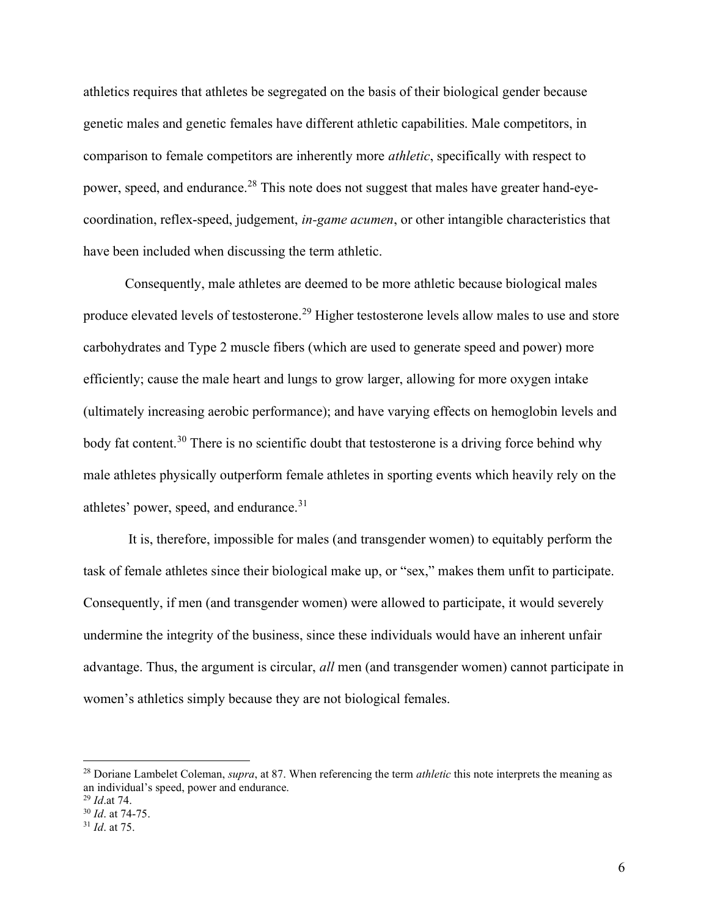athletics requires that athletes be segregated on the basis of their biological gender because genetic males and genetic females have different athletic capabilities. Male competitors, in comparison to female competitors are inherently more *athletic*, specifically with respect to power, speed, and endurance.[28] This note does not suggest that males have greater hand-eye-coordination, reflex-speed, judgement, *in-game acumen*, or other intangible characteristics that have been included when discussing the term athletic.

Consequently, male athletes are deemed to be more athletic because biological males produce elevated levels of testosterone.[29] Higher testosterone levels allow males to use and store carbohydrates and Type 2 muscle fibers (which are used to generate speed and power) more efficiently; cause the male heart and lungs to grow larger, allowing for more oxygen intake (ultimately increasing aerobic performance); and have varying effects on hemoglobin levels and body fat content.[30] There is no scientific doubt that testosterone is a driving force behind why male athletes physically outperform female athletes in sporting events which heavily rely on the athletes' power, speed, and endurance.[31]

It is, therefore, impossible for males (and transgender women) to equitably perform the task of female athletes since their biological make up, or "sex," makes them unfit to participate. Consequently, if men (and transgender women) were allowed to participate, it would severely undermine the integrity of the business, since these individuals would have an inherent unfair advantage. Thus, the argument is circular, *all* men (and transgender women) cannot participate in women's athletics simply because they are not biological females.

---

[28] Doriane Lambelet Coleman, *supra*, at 87. When referencing the term *athletic* this note interprets the meaning as an individual's speed, power and endurance.

[29] *Id*.at 74.

[30] *Id*. at 74-75.

[31] *Id*. at 75.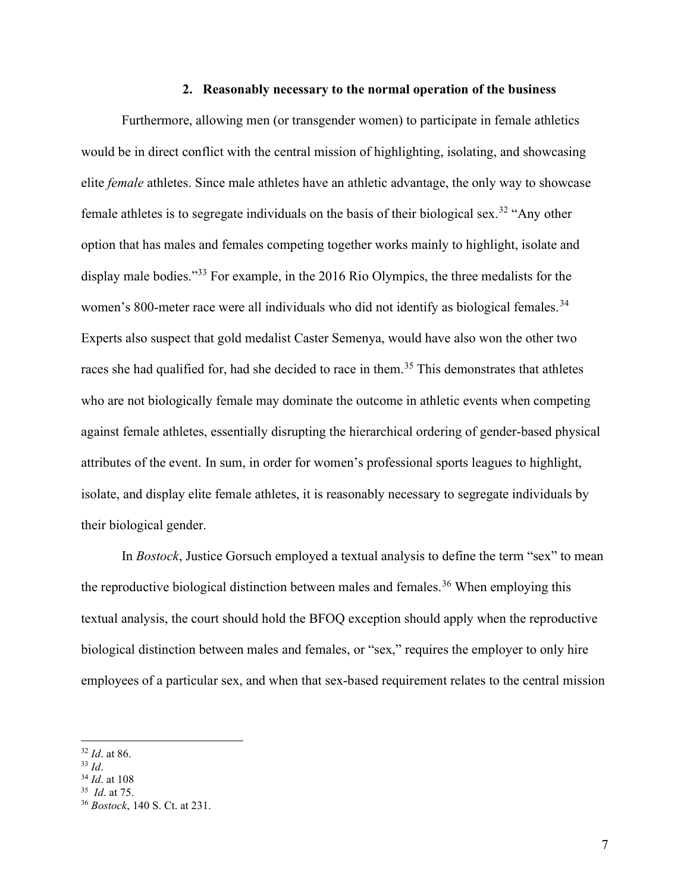### 2. Reasonably necessary to the normal operation of the business

Furthermore, allowing men (or transgender women) to participate in female athletics would be in direct conflict with the central mission of highlighting, isolating, and showcasing elite *female* athletes. Since male athletes have an athletic advantage, the only way to showcase female athletes is to segregate individuals on the basis of their biological sex.[32] "Any other option that has males and females competing together works mainly to highlight, isolate and display male bodies."[33] For example, in the 2016 Rio Olympics, the three medalists for the women's 800-meter race were all individuals who did not identify as biological females.[34] Experts also suspect that gold medalist Caster Semenya, would have also won the other two races she had qualified for, had she decided to race in them.[35] This demonstrates that athletes who are not biologically female may dominate the outcome in athletic events when competing against female athletes, essentially disrupting the hierarchical ordering of gender-based physical attributes of the event. In sum, in order for women's professional sports leagues to highlight, isolate, and display elite female athletes, it is reasonably necessary to segregate individuals by their biological gender.

In *Bostock*, Justice Gorsuch employed a textual analysis to define the term "sex" to mean the reproductive biological distinction between males and females.[36] When employing this textual analysis, the court should hold the BFOQ exception should apply when the reproductive biological distinction between males and females, or "sex," requires the employer to only hire employees of a particular sex, and when that sex-based requirement relates to the central mission

---

[32] *Id*. at 86.

[33] *Id*.

[34] *Id*. at 108

[35] *Id*. at 75.

[36] *Bostock*, 140 S. Ct. at 231.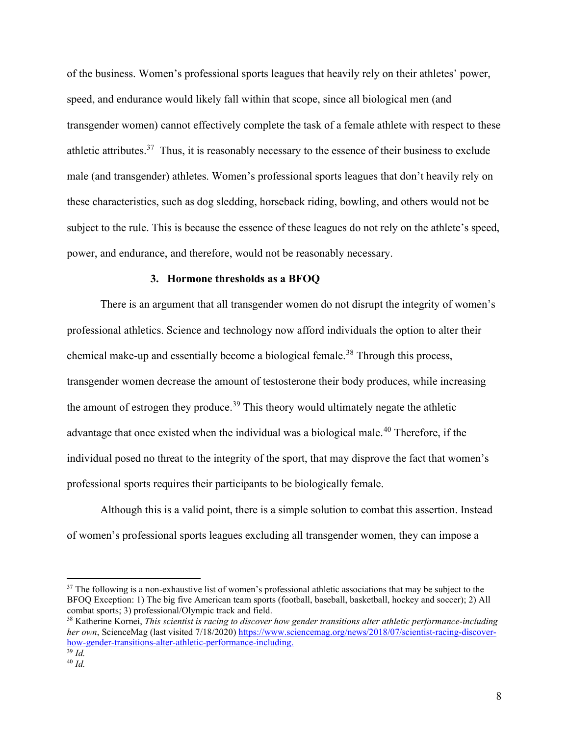of the business. Women's professional sports leagues that heavily rely on their athletes' power, speed, and endurance would likely fall within that scope, since all biological men (and transgender women) cannot effectively complete the task of a female athlete with respect to these athletic attributes.[37] Thus, it is reasonably necessary to the essence of their business to exclude male (and transgender) athletes. Women's professional sports leagues that don't heavily rely on these characteristics, such as dog sledding, horseback riding, bowling, and others would not be subject to the rule. This is because the essence of these leagues do not rely on the athlete's speed, power, and endurance, and therefore, would not be reasonably necessary.

### 3. Hormone thresholds as a BFOQ

There is an argument that all transgender women do not disrupt the integrity of women's professional athletics. Science and technology now afford individuals the option to alter their chemical make-up and essentially become a biological female.[38] Through this process, transgender women decrease the amount of testosterone their body produces, while increasing the amount of estrogen they produce.[39] This theory would ultimately negate the athletic advantage that once existed when the individual was a biological male.[40] Therefore, if the individual posed no threat to the integrity of the sport, that may disprove the fact that women's professional sports requires their participants to be biologically female.

Although this is a valid point, there is a simple solution to combat this assertion. Instead of women's professional sports leagues excluding all transgender women, they can impose a

---

[37] The following is a non-exhaustive list of women's professional athletic associations that may be subject to the BFOQ Exception: 1) The big five American team sports (football, baseball, basketball, hockey and soccer); 2) All combat sports; 3) professional/Olympic track and field.

[38] Katherine Kornei, *This scientist is racing to discover how gender transitions alter athletic performance-including her own*, ScienceMag (last visited 7/18/2020) https://www.sciencemag.org/news/2018/07/scientist-racing-discover-how-gender-transitions-alter-athletic-performance-including.

[39] *Id.*

[40] *Id.*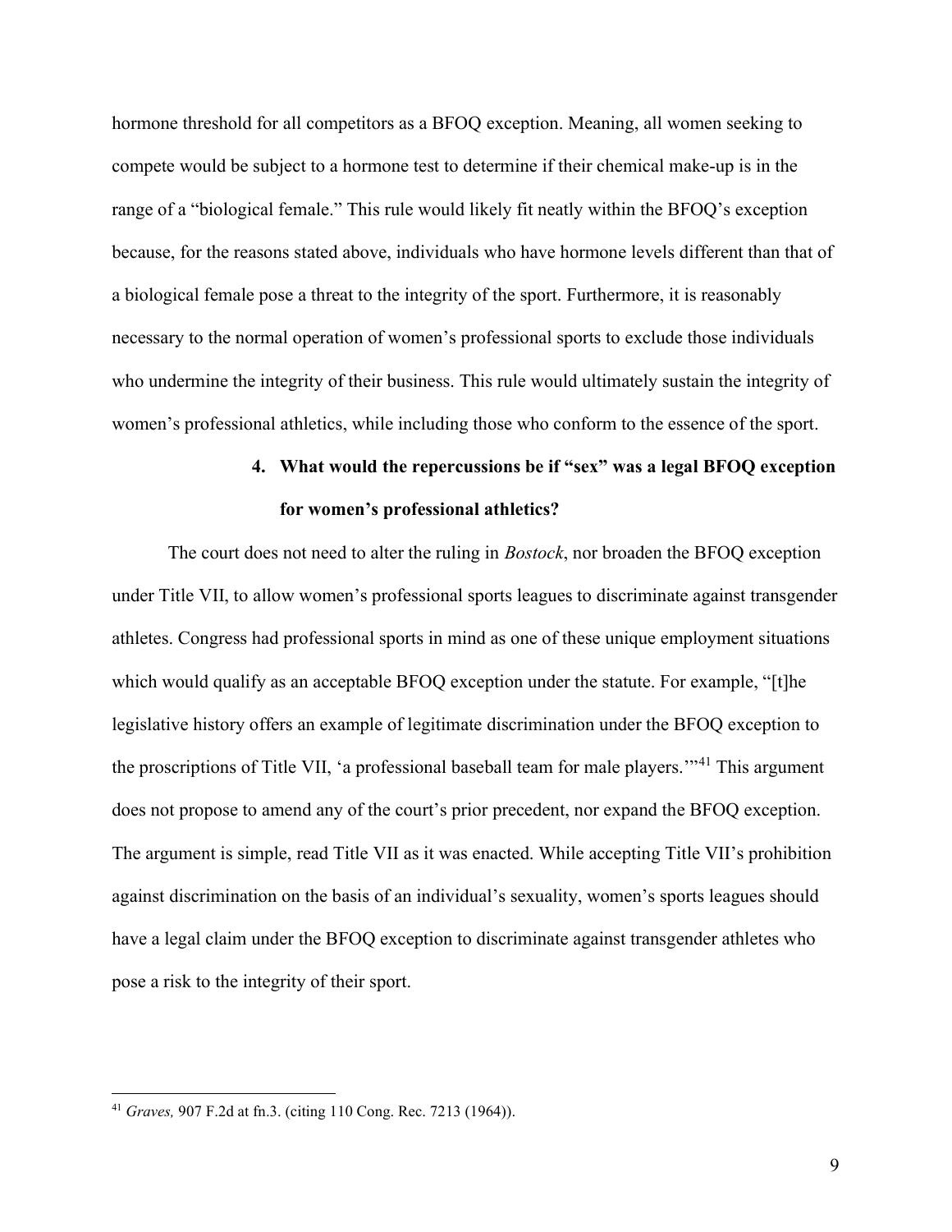hormone threshold for all competitors as a BFOQ exception. Meaning, all women seeking to compete would be subject to a hormone test to determine if their chemical make-up is in the range of a "biological female." This rule would likely fit neatly within the BFOQ's exception because, for the reasons stated above, individuals who have hormone levels different than that of a biological female pose a threat to the integrity of the sport. Furthermore, it is reasonably necessary to the normal operation of women's professional sports to exclude those individuals who undermine the integrity of their business. This rule would ultimately sustain the integrity of women's professional athletics, while including those who conform to the essence of the sport.

### 4. What would the repercussions be if "sex" was a legal BFOQ exception for women's professional athletics?

The court does not need to alter the ruling in *Bostock*, nor broaden the BFOQ exception under Title VII, to allow women's professional sports leagues to discriminate against transgender athletes. Congress had professional sports in mind as one of these unique employment situations which would qualify as an acceptable BFOQ exception under the statute. For example, "[t]he legislative history offers an example of legitimate discrimination under the BFOQ exception to the proscriptions of Title VII, 'a professional baseball team for male players.'"[41] This argument does not propose to amend any of the court's prior precedent, nor expand the BFOQ exception. The argument is simple, read Title VII as it was enacted. While accepting Title VII's prohibition against discrimination on the basis of an individual's sexuality, women's sports leagues should have a legal claim under the BFOQ exception to discriminate against transgender athletes who pose a risk to the integrity of their sport.

---

[41] *Graves,* 907 F.2d at fn.3. (citing 110 Cong. Rec. 7213 (1964)).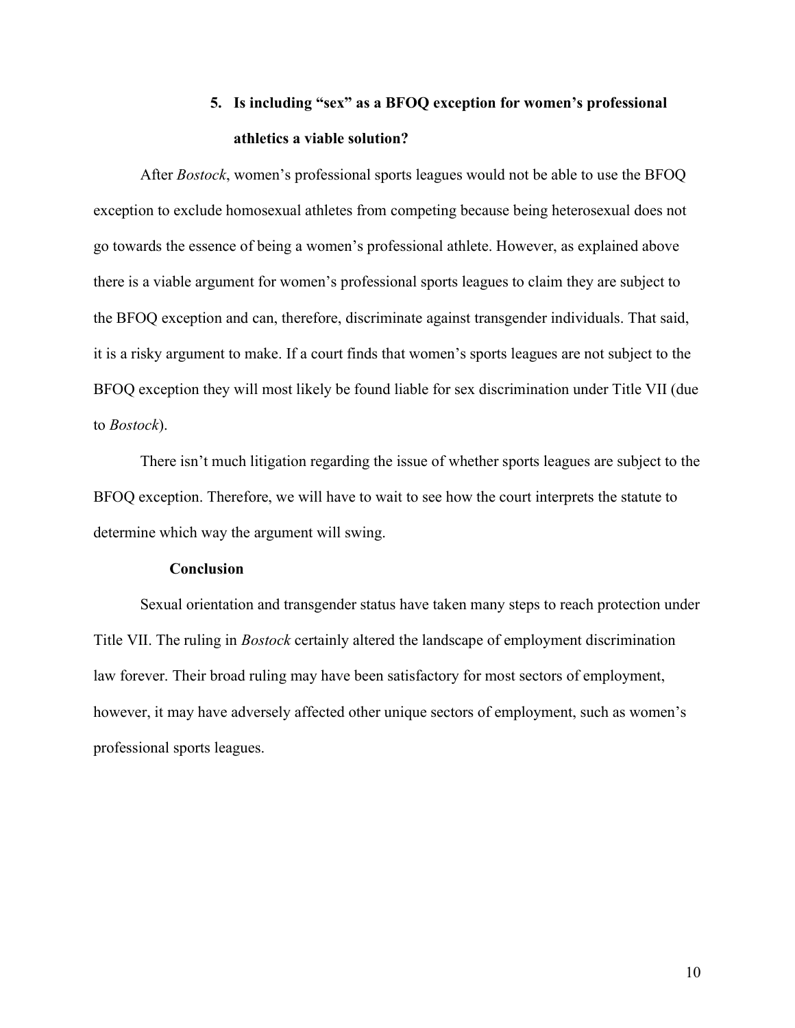### 5. Is including "sex" as a BFOQ exception for women's professional athletics a viable solution?

After *Bostock*, women's professional sports leagues would not be able to use the BFOQ exception to exclude homosexual athletes from competing because being heterosexual does not go towards the essence of being a women's professional athlete. However, as explained above there is a viable argument for women's professional sports leagues to claim they are subject to the BFOQ exception and can, therefore, discriminate against transgender individuals. That said, it is a risky argument to make. If a court finds that women's sports leagues are not subject to the BFOQ exception they will most likely be found liable for sex discrimination under Title VII (due to *Bostock*).

There isn't much litigation regarding the issue of whether sports leagues are subject to the BFOQ exception. Therefore, we will have to wait to see how the court interprets the statute to determine which way the argument will swing.

## Conclusion

Sexual orientation and transgender status have taken many steps to reach protection under Title VII. The ruling in *Bostock* certainly altered the landscape of employment discrimination law forever. Their broad ruling may have been satisfactory for most sectors of employment, however, it may have adversely affected other unique sectors of employment, such as women's professional sports leagues.